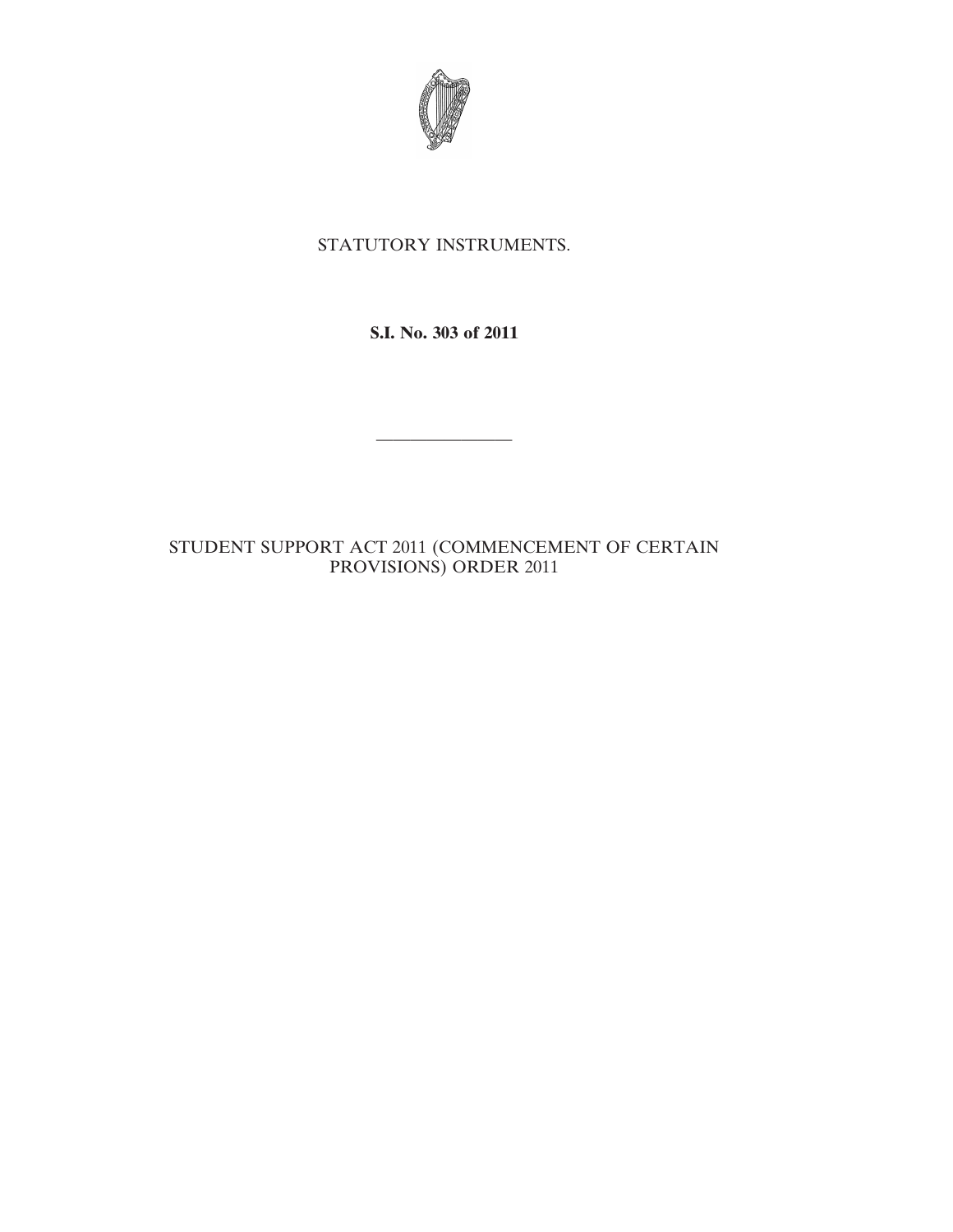STATUTORY INSTRUMENTS.

**S.I. No. 303 of 2011**

---

STUDENT SUPPORT ACT 2011 (COMMENCEMENT OF CERTAIN PROVISIONS) ORDER 2011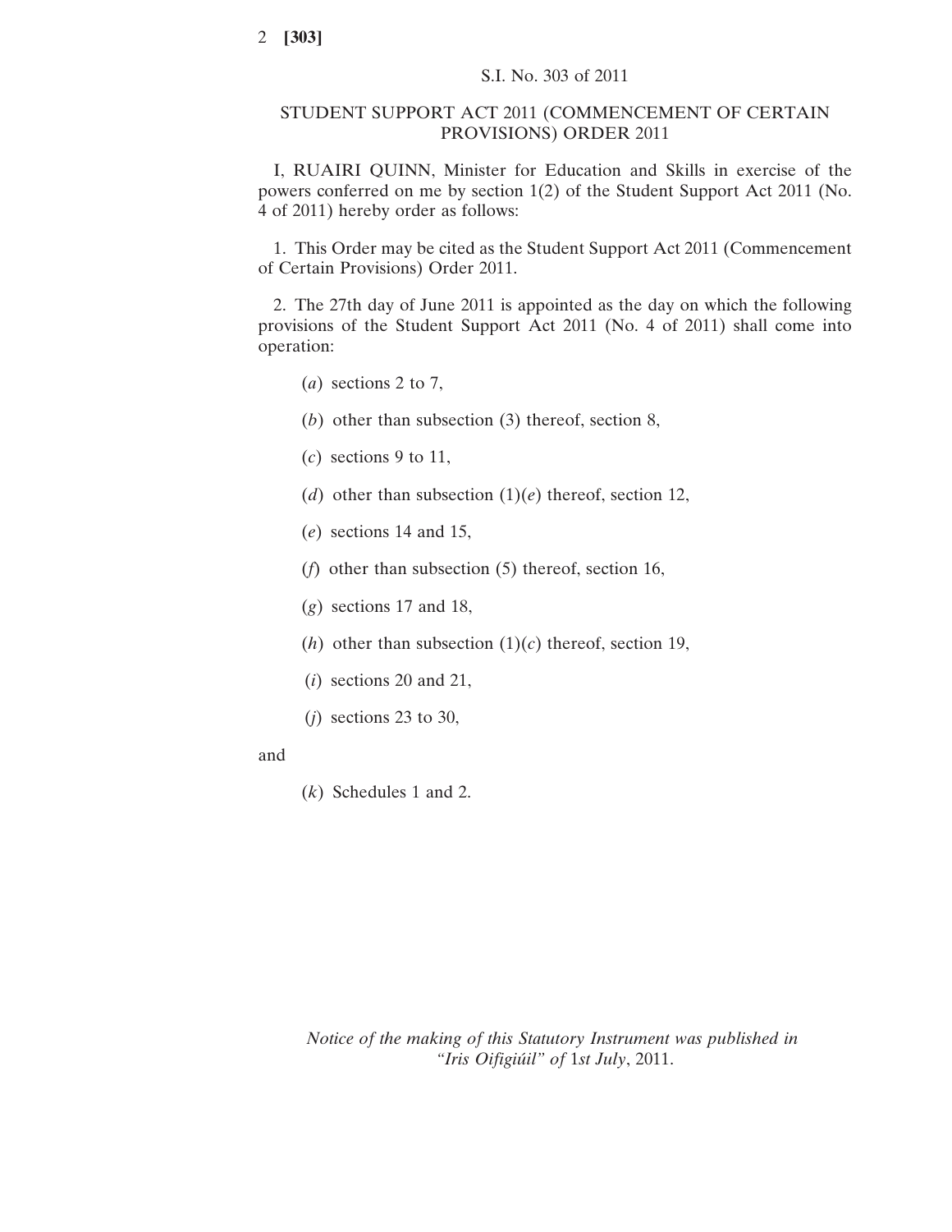S.I. No. 303 of 2011

## STUDENT SUPPORT ACT 2011 (COMMENCEMENT OF CERTAIN PROVISIONS) ORDER 2011

I, RUAIRI QUINN, Minister for Education and Skills in exercise of the powers conferred on me by section 1(2) of the Student Support Act 2011 (No. 4 of 2011) hereby order as follows:

1. This Order may be cited as the Student Support Act 2011 (Commencement of Certain Provisions) Order 2011.

2. The 27th day of June 2011 is appointed as the day on which the following provisions of the Student Support Act 2011 (No. 4 of 2011) shall come into operation:

(*a*) sections 2 to 7,

(*b*) other than subsection (3) thereof, section 8,

(*c*) sections 9 to 11,

(*d*) other than subsection (1)(*e*) thereof, section 12,

(*e*) sections 14 and 15,

(*f*) other than subsection (5) thereof, section 16,

(*g*) sections 17 and 18,

(*h*) other than subsection (1)(*c*) thereof, section 19,

(*i*) sections 20 and 21,

(*j*) sections 23 to 30,

and

(*k*) Schedules 1 and 2.

*Notice of the making of this Statutory Instrument was published in "Iris Oifigiúil" of* 1*st July*, 2011.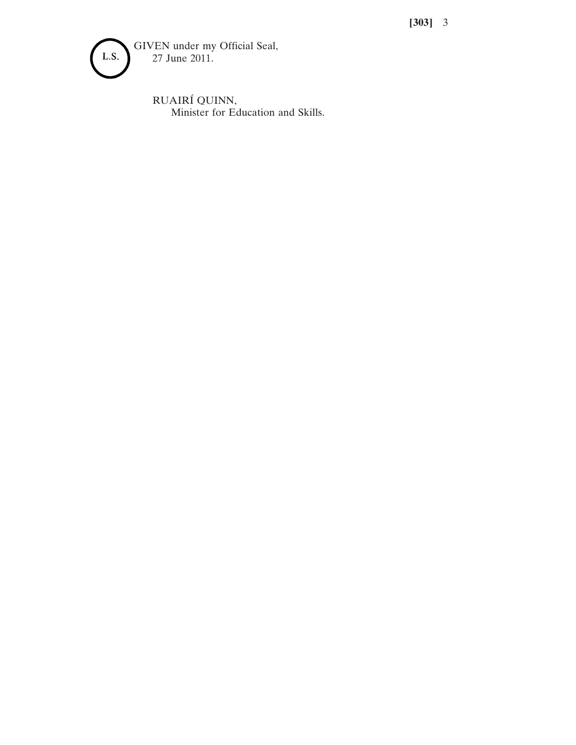L.S.

GIVEN under my Official Seal,
27 June 2011.

RUAIRÍ QUINN,
Minister for Education and Skills.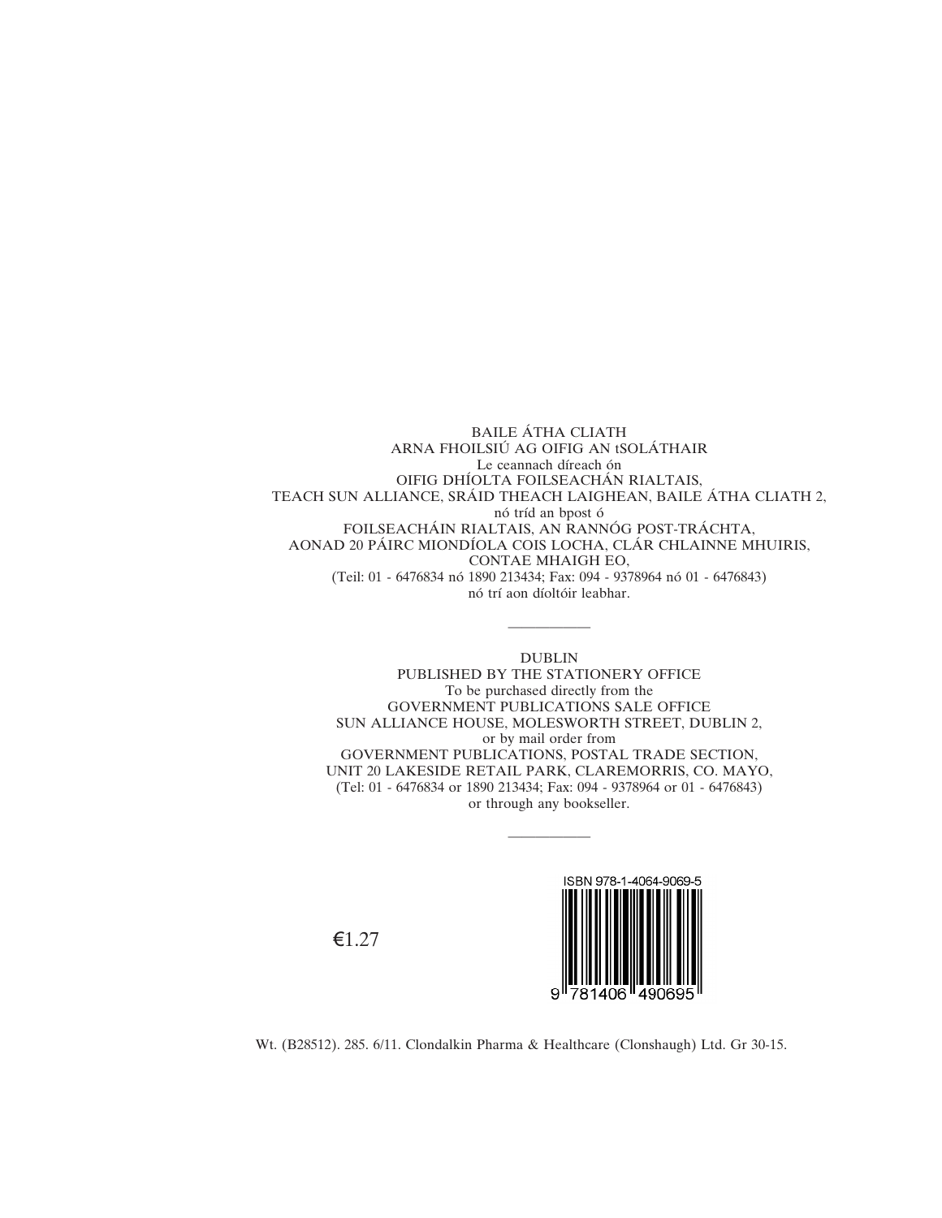BAILE ÁTHA CLIATH
ARNA FHOILSIÚ AG OIFIG AN tSOLÁTHAIR
Le ceannach díreach ón
OIFIG DHÍOLTA FOILSEACHÁN RIALTAIS,
TEACH SUN ALLIANCE, SRÁID THEACH LAIGHEAN, BAILE ÁTHA CLIATH 2,
nó tríd an bpost ó
FOILSEACHÁIN RIALTAIS, AN RANNÓG POST-TRÁCHTA,
AONAD 20 PÁIRC MIONDÍOLA COIS LOCHA, CLÁR CHLAINNE MHUIRIS,
CONTAE MHAIGH EO,
(Teil: 01 - 6476834 nó 1890 213434; Fax: 094 - 9378964 nó 01 - 6476843)
nó trí aon díoltóir leabhar.

---

DUBLIN
PUBLISHED BY THE STATIONERY OFFICE
To be purchased directly from the
GOVERNMENT PUBLICATIONS SALE OFFICE
SUN ALLIANCE HOUSE, MOLESWORTH STREET, DUBLIN 2,
or by mail order from
GOVERNMENT PUBLICATIONS, POSTAL TRADE SECTION,
UNIT 20 LAKESIDE RETAIL PARK, CLAREMORRIS, CO. MAYO,
(Tel: 01 - 6476834 or 1890 213434; Fax: 094 - 9378964 or 01 - 6476843)
or through any bookseller.

---

€1.27

ISBN 978-1-4064-9069-5

9 781406 490695

Wt. (B28512). 285. 6/11. Clondalkin Pharma & Healthcare (Clonshaugh) Ltd. Gr 30-15.